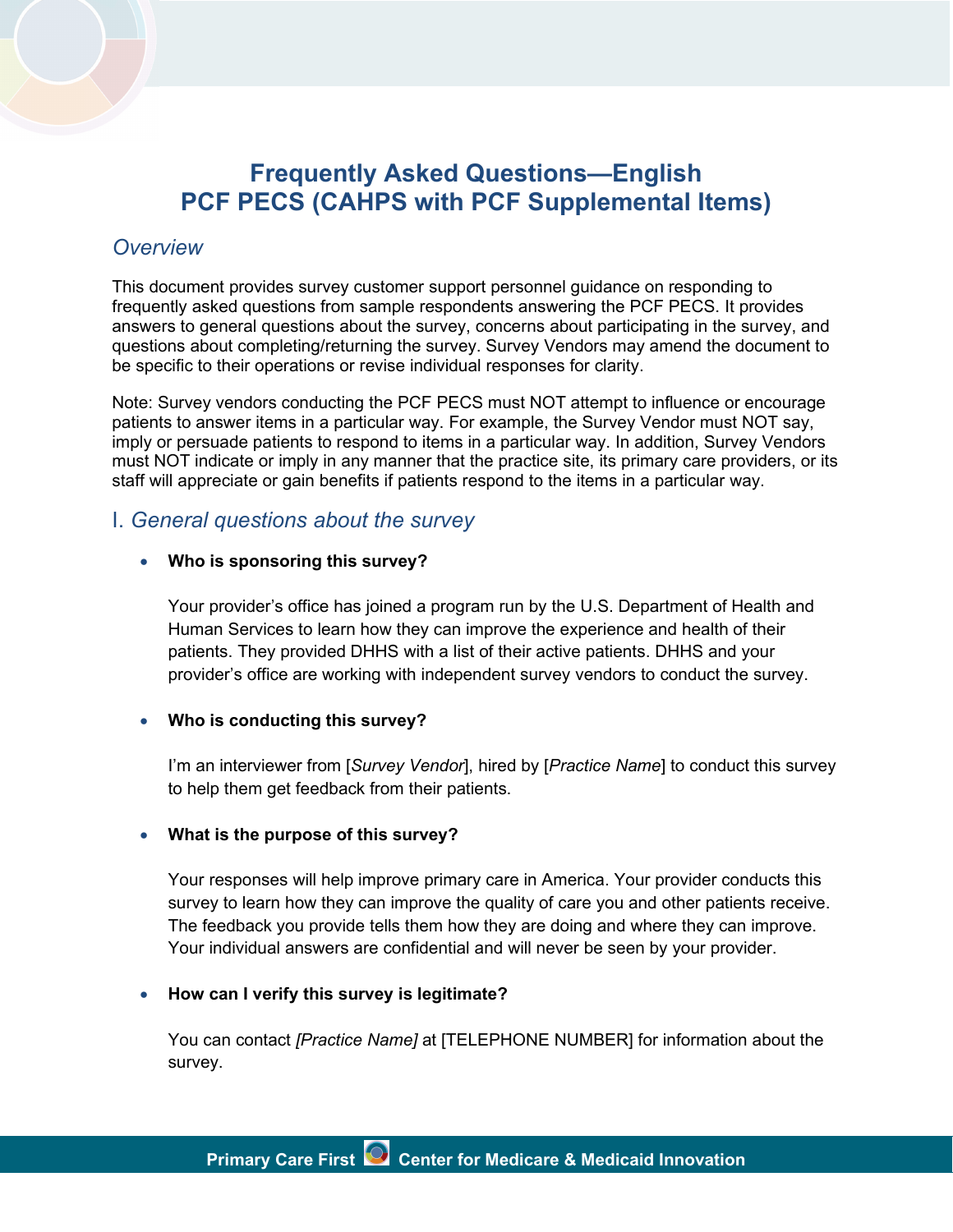# Frequently Asked Questions—English
# PCF PECS (CAHPS with PCF Supplemental Items)

## *Overview*

This document provides survey customer support personnel guidance on responding to frequently asked questions from sample respondents answering the PCF PECS. It provides answers to general questions about the survey, concerns about participating in the survey, and questions about completing/returning the survey. Survey Vendors may amend the document to be specific to their operations or revise individual responses for clarity.

Note: Survey vendors conducting the PCF PECS must NOT attempt to influence or encourage patients to answer items in a particular way. For example, the Survey Vendor must NOT say, imply or persuade patients to respond to items in a particular way. In addition, Survey Vendors must NOT indicate or imply in any manner that the practice site, its primary care providers, or its staff will appreciate or gain benefits if patients respond to the items in a particular way.

## I. *General questions about the survey*

- **Who is sponsoring this survey?**

  Your provider's office has joined a program run by the U.S. Department of Health and Human Services to learn how they can improve the experience and health of their patients. They provided DHHS with a list of their active patients. DHHS and your provider's office are working with independent survey vendors to conduct the survey.

- **Who is conducting this survey?**

  I'm an interviewer from [*Survey Vendor*], hired by [*Practice Name*] to conduct this survey to help them get feedback from their patients.

- **What is the purpose of this survey?**

  Your responses will help improve primary care in America. Your provider conducts this survey to learn how they can improve the quality of care you and other patients receive. The feedback you provide tells them how they are doing and where they can improve. Your individual answers are confidential and will never be seen by your provider.

- **How can I verify this survey is legitimate?**

  You can contact *[Practice Name]* at [TELEPHONE NUMBER] for information about the survey.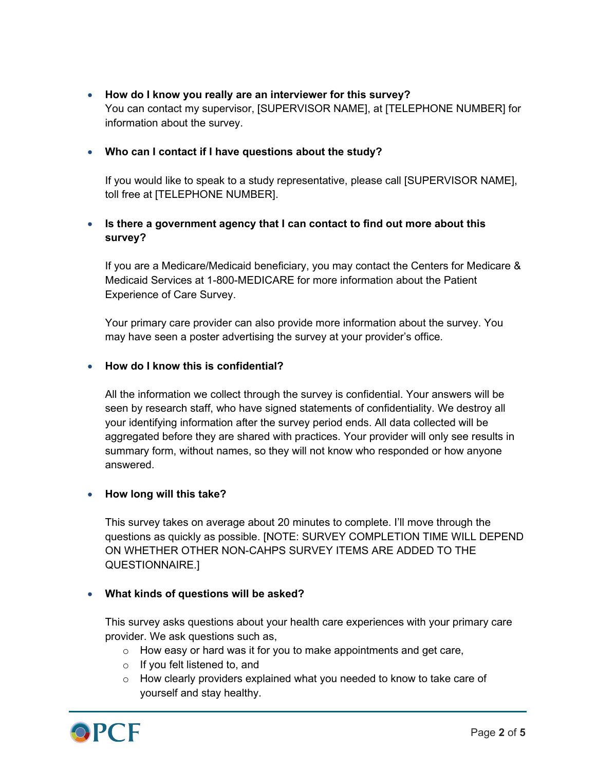- **How do I know you really are an interviewer for this survey?**
  You can contact my supervisor, [SUPERVISOR NAME], at [TELEPHONE NUMBER] for information about the survey.

- **Who can I contact if I have questions about the study?**

  If you would like to speak to a study representative, please call [SUPERVISOR NAME], toll free at [TELEPHONE NUMBER].

- **Is there a government agency that I can contact to find out more about this survey?**

  If you are a Medicare/Medicaid beneficiary, you may contact the Centers for Medicare & Medicaid Services at 1-800-MEDICARE for more information about the Patient Experience of Care Survey.

  Your primary care provider can also provide more information about the survey. You may have seen a poster advertising the survey at your provider's office.

- **How do I know this is confidential?**

  All the information we collect through the survey is confidential. Your answers will be seen by research staff, who have signed statements of confidentiality. We destroy all your identifying information after the survey period ends. All data collected will be aggregated before they are shared with practices. Your provider will only see results in summary form, without names, so they will not know who responded or how anyone answered.

- **How long will this take?**

  This survey takes on average about 20 minutes to complete. I'll move through the questions as quickly as possible. [NOTE: SURVEY COMPLETION TIME WILL DEPEND ON WHETHER OTHER NON-CAHPS SURVEY ITEMS ARE ADDED TO THE QUESTIONNAIRE.]

- **What kinds of questions will be asked?**

  This survey asks questions about your health care experiences with your primary care provider. We ask questions such as,
  - How easy or hard was it for you to make appointments and get care,
  - If you felt listened to, and
  - How clearly providers explained what you needed to know to take care of yourself and stay healthy.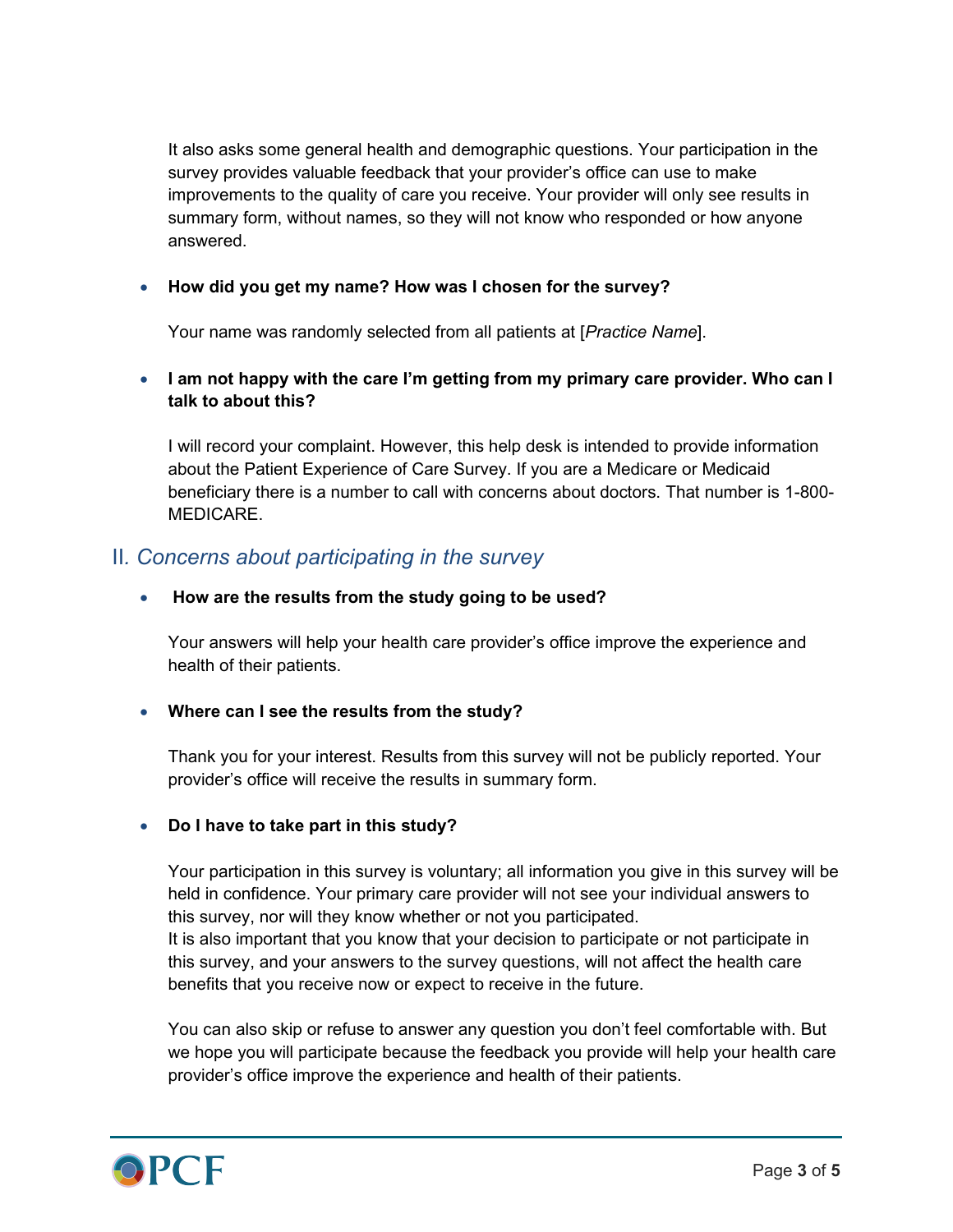It also asks some general health and demographic questions. Your participation in the survey provides valuable feedback that your provider's office can use to make improvements to the quality of care you receive. Your provider will only see results in summary form, without names, so they will not know who responded or how anyone answered.

- **How did you get my name? How was I chosen for the survey?**

  Your name was randomly selected from all patients at [*Practice Name*].

- **I am not happy with the care I'm getting from my primary care provider. Who can I talk to about this?**

  I will record your complaint. However, this help desk is intended to provide information about the Patient Experience of Care Survey. If you are a Medicare or Medicaid beneficiary there is a number to call with concerns about doctors. That number is 1-800-MEDICARE.

## II. *Concerns about participating in the survey*

- **How are the results from the study going to be used?**

  Your answers will help your health care provider's office improve the experience and health of their patients.

- **Where can I see the results from the study?**

  Thank you for your interest. Results from this survey will not be publicly reported. Your provider's office will receive the results in summary form.

- **Do I have to take part in this study?**

  Your participation in this survey is voluntary; all information you give in this survey will be held in confidence. Your primary care provider will not see your individual answers to this survey, nor will they know whether or not you participated.
  It is also important that you know that your decision to participate or not participate in this survey, and your answers to the survey questions, will not affect the health care benefits that you receive now or expect to receive in the future.

  You can also skip or refuse to answer any question you don't feel comfortable with. But we hope you will participate because the feedback you provide will help your health care provider's office improve the experience and health of their patients.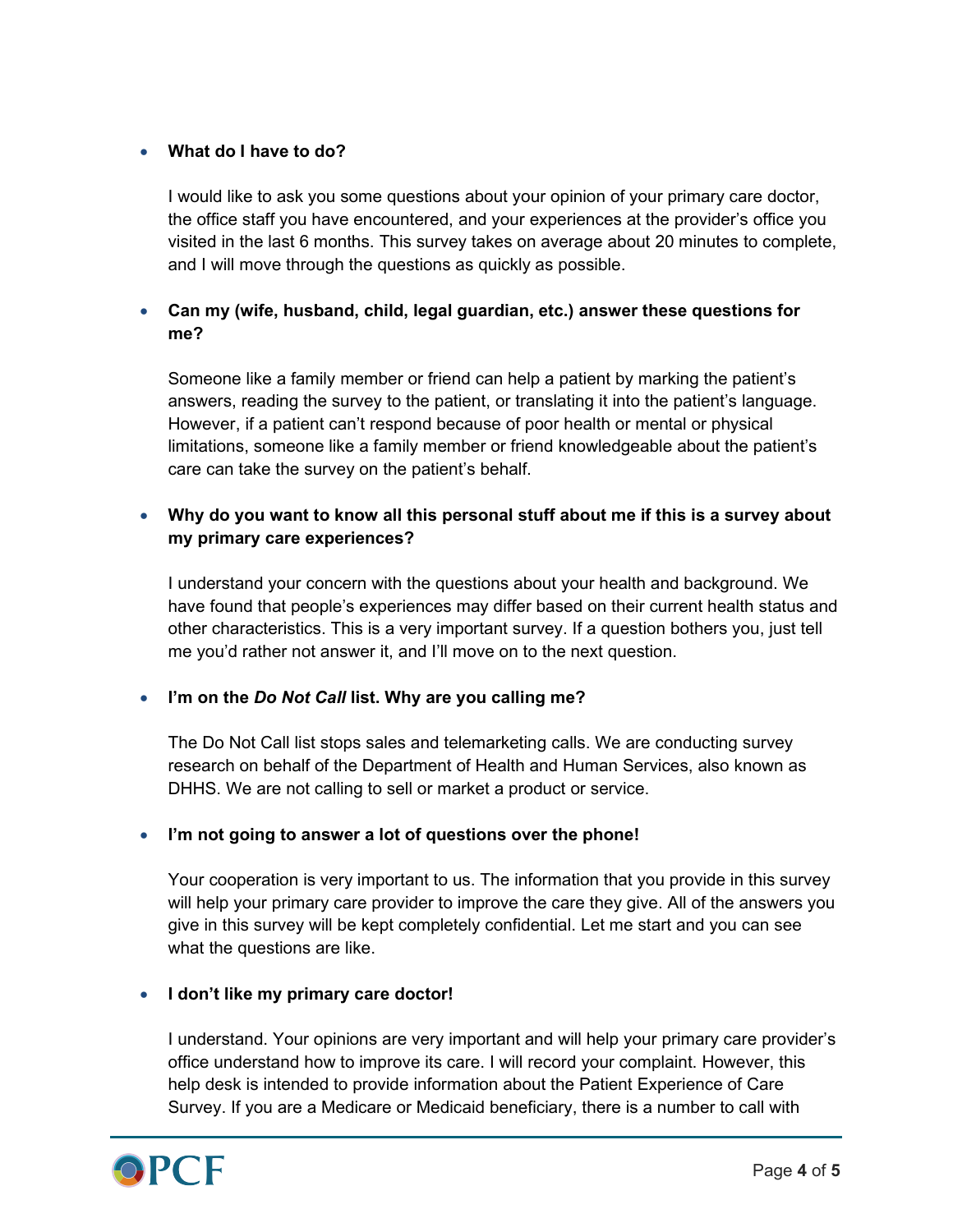- **What do I have to do?**

  I would like to ask you some questions about your opinion of your primary care doctor, the office staff you have encountered, and your experiences at the provider's office you visited in the last 6 months. This survey takes on average about 20 minutes to complete, and I will move through the questions as quickly as possible.

- **Can my (wife, husband, child, legal guardian, etc.) answer these questions for me?**

  Someone like a family member or friend can help a patient by marking the patient's answers, reading the survey to the patient, or translating it into the patient's language. However, if a patient can't respond because of poor health or mental or physical limitations, someone like a family member or friend knowledgeable about the patient's care can take the survey on the patient's behalf.

- **Why do you want to know all this personal stuff about me if this is a survey about my primary care experiences?**

  I understand your concern with the questions about your health and background. We have found that people's experiences may differ based on their current health status and other characteristics. This is a very important survey. If a question bothers you, just tell me you'd rather not answer it, and I'll move on to the next question.

- **I'm on the *Do Not Call* list. Why are you calling me?**

  The Do Not Call list stops sales and telemarketing calls. We are conducting survey research on behalf of the Department of Health and Human Services, also known as DHHS. We are not calling to sell or market a product or service.

- **I'm not going to answer a lot of questions over the phone!**

  Your cooperation is very important to us. The information that you provide in this survey will help your primary care provider to improve the care they give. All of the answers you give in this survey will be kept completely confidential. Let me start and you can see what the questions are like.

- **I don't like my primary care doctor!**

  I understand. Your opinions are very important and will help your primary care provider's office understand how to improve its care. I will record your complaint. However, this help desk is intended to provide information about the Patient Experience of Care Survey. If you are a Medicare or Medicaid beneficiary, there is a number to call with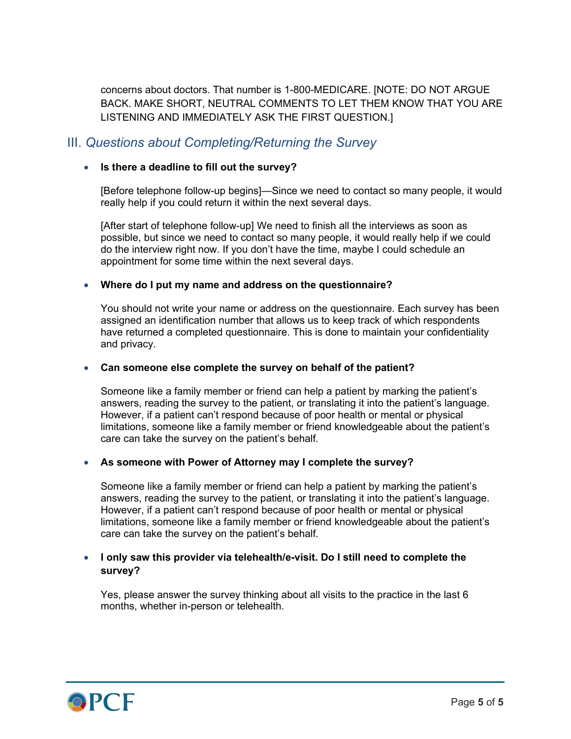concerns about doctors. That number is 1-800-MEDICARE. [NOTE: DO NOT ARGUE BACK. MAKE SHORT, NEUTRAL COMMENTS TO LET THEM KNOW THAT YOU ARE LISTENING AND IMMEDIATELY ASK THE FIRST QUESTION.]

## III. *Questions about Completing/Returning the Survey*

- **Is there a deadline to fill out the survey?**

  [Before telephone follow-up begins]—Since we need to contact so many people, it would really help if you could return it within the next several days.

  [After start of telephone follow-up] We need to finish all the interviews as soon as possible, but since we need to contact so many people, it would really help if we could do the interview right now. If you don't have the time, maybe I could schedule an appointment for some time within the next several days.

- **Where do I put my name and address on the questionnaire?**

  You should not write your name or address on the questionnaire. Each survey has been assigned an identification number that allows us to keep track of which respondents have returned a completed questionnaire. This is done to maintain your confidentiality and privacy.

- **Can someone else complete the survey on behalf of the patient?**

  Someone like a family member or friend can help a patient by marking the patient's answers, reading the survey to the patient, or translating it into the patient's language. However, if a patient can't respond because of poor health or mental or physical limitations, someone like a family member or friend knowledgeable about the patient's care can take the survey on the patient's behalf.

- **As someone with Power of Attorney may I complete the survey?**

  Someone like a family member or friend can help a patient by marking the patient's answers, reading the survey to the patient, or translating it into the patient's language. However, if a patient can't respond because of poor health or mental or physical limitations, someone like a family member or friend knowledgeable about the patient's care can take the survey on the patient's behalf.

- **I only saw this provider via telehealth/e-visit. Do I still need to complete the survey?**

  Yes, please answer the survey thinking about all visits to the practice in the last 6 months, whether in-person or telehealth.